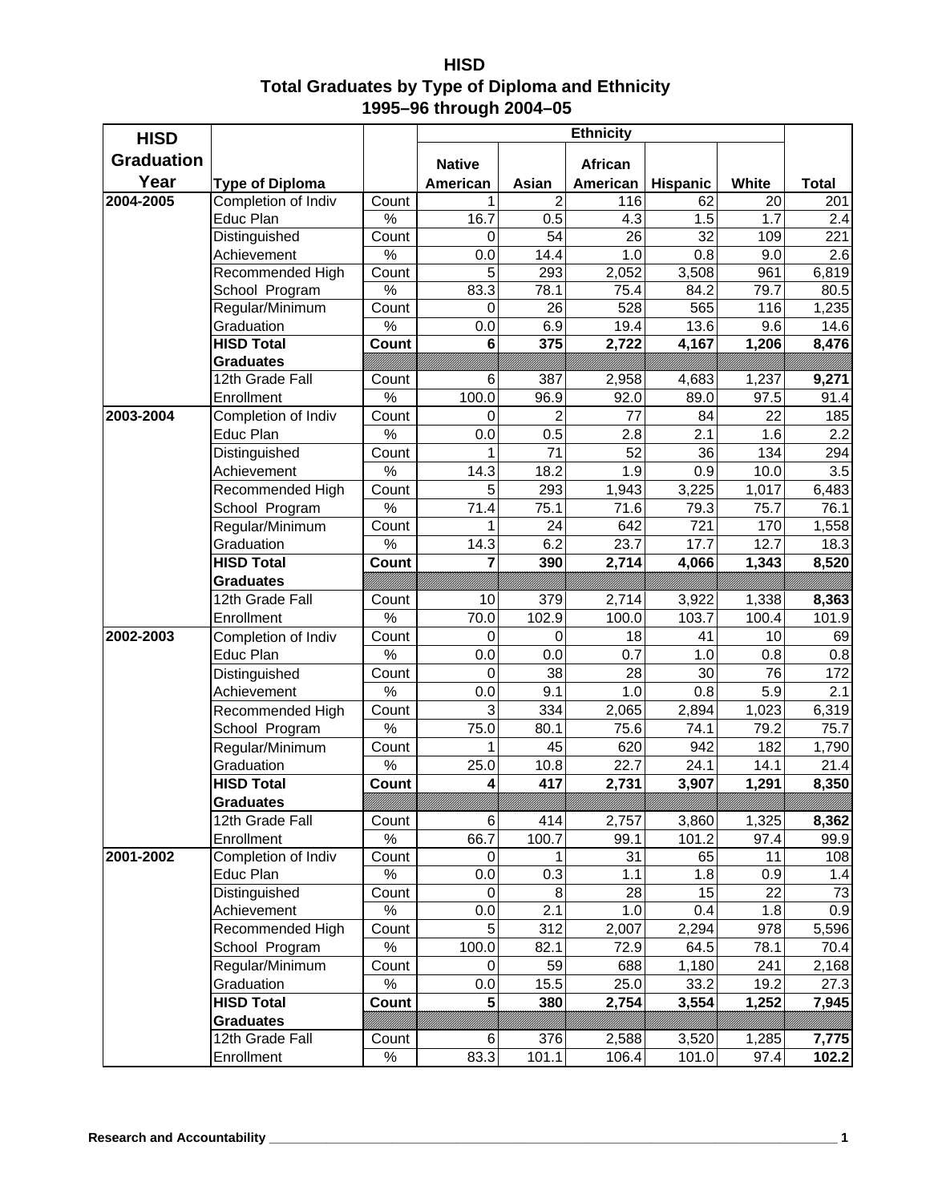# HISD
## Total Graduates by Type of Diploma and Ethnicity
## 1995–96 through 2004–05

| HISD Graduation Year | Type of Diploma | | Ethnicity | | | | | Total |
|---|---|---|---|---|---|---|---|---|
| | | | Native American | Asian | African American | Hispanic | White | |
| 2004-2005 | Completion of Indiv | Count | 1 | 2 | 116 | 62 | 20 | 201 |
| | Educ Plan | % | 16.7 | 0.5 | 4.3 | 1.5 | 1.7 | 2.4 |
| | Distinguished | Count | 0 | 54 | 26 | 32 | 109 | 221 |
| | Achievement | % | 0.0 | 14.4 | 1.0 | 0.8 | 9.0 | 2.6 |
| | Recommended High | Count | 5 | 293 | 2,052 | 3,508 | 961 | 6,819 |
| | School Program | % | 83.3 | 78.1 | 75.4 | 84.2 | 79.7 | 80.5 |
| | Regular/Minimum | Count | 0 | 26 | 528 | 565 | 116 | 1,235 |
| | Graduation | % | 0.0 | 6.9 | 19.4 | 13.6 | 9.6 | 14.6 |
| | **HISD Total Graduates** | **Count** | **6** | **375** | **2,722** | **4,167** | **1,206** | **8,476** |
| | 12th Grade Fall | Count | 6 | 387 | 2,958 | 4,683 | 1,237 | **9,271** |
| | Enrollment | % | 100.0 | 96.9 | 92.0 | 89.0 | 97.5 | 91.4 |
| 2003-2004 | Completion of Indiv | Count | 0 | 2 | 77 | 84 | 22 | 185 |
| | Educ Plan | % | 0.0 | 0.5 | 2.8 | 2.1 | 1.6 | 2.2 |
| | Distinguished | Count | 1 | 71 | 52 | 36 | 134 | 294 |
| | Achievement | % | 14.3 | 18.2 | 1.9 | 0.9 | 10.0 | 3.5 |
| | Recommended High | Count | 5 | 293 | 1,943 | 3,225 | 1,017 | 6,483 |
| | School Program | % | 71.4 | 75.1 | 71.6 | 79.3 | 75.7 | 76.1 |
| | Regular/Minimum | Count | 1 | 24 | 642 | 721 | 170 | 1,558 |
| | Graduation | % | 14.3 | 6.2 | 23.7 | 17.7 | 12.7 | 18.3 |
| | **HISD Total Graduates** | **Count** | **7** | **390** | **2,714** | **4,066** | **1,343** | **8,520** |
| | 12th Grade Fall | Count | 10 | 379 | 2,714 | 3,922 | 1,338 | **8,363** |
| | Enrollment | % | 70.0 | 102.9 | 100.0 | 103.7 | 100.4 | 101.9 |
| 2002-2003 | Completion of Indiv | Count | 0 | 0 | 18 | 41 | 10 | 69 |
| | Educ Plan | % | 0.0 | 0.0 | 0.7 | 1.0 | 0.8 | 0.8 |
| | Distinguished | Count | 0 | 38 | 28 | 30 | 76 | 172 |
| | Achievement | % | 0.0 | 9.1 | 1.0 | 0.8 | 5.9 | 2.1 |
| | Recommended High | Count | 3 | 334 | 2,065 | 2,894 | 1,023 | 6,319 |
| | School Program | % | 75.0 | 80.1 | 75.6 | 74.1 | 79.2 | 75.7 |
| | Regular/Minimum | Count | 1 | 45 | 620 | 942 | 182 | 1,790 |
| | Graduation | % | 25.0 | 10.8 | 22.7 | 24.1 | 14.1 | 21.4 |
| | **HISD Total Graduates** | **Count** | **4** | **417** | **2,731** | **3,907** | **1,291** | **8,350** |
| | 12th Grade Fall | Count | 6 | 414 | 2,757 | 3,860 | 1,325 | **8,362** |
| | Enrollment | % | 66.7 | 100.7 | 99.1 | 101.2 | 97.4 | 99.9 |
| 2001-2002 | Completion of Indiv | Count | 0 | 1 | 31 | 65 | 11 | 108 |
| | Educ Plan | % | 0.0 | 0.3 | 1.1 | 1.8 | 0.9 | 1.4 |
| | Distinguished | Count | 0 | 8 | 28 | 15 | 22 | 73 |
| | Achievement | % | 0.0 | 2.1 | 1.0 | 0.4 | 1.8 | 0.9 |
| | Recommended High | Count | 5 | 312 | 2,007 | 2,294 | 978 | 5,596 |
| | School Program | % | 100.0 | 82.1 | 72.9 | 64.5 | 78.1 | 70.4 |
| | Regular/Minimum | Count | 0 | 59 | 688 | 1,180 | 241 | 2,168 |
| | Graduation | % | 0.0 | 15.5 | 25.0 | 33.2 | 19.2 | 27.3 |
| | **HISD Total Graduates** | **Count** | **5** | **380** | **2,754** | **3,554** | **1,252** | **7,945** |
| | 12th Grade Fall | Count | 6 | 376 | 2,588 | 3,520 | 1,285 | **7,775** |
| | Enrollment | % | 83.3 | 101.1 | 106.4 | 101.0 | 97.4 | **102.2** |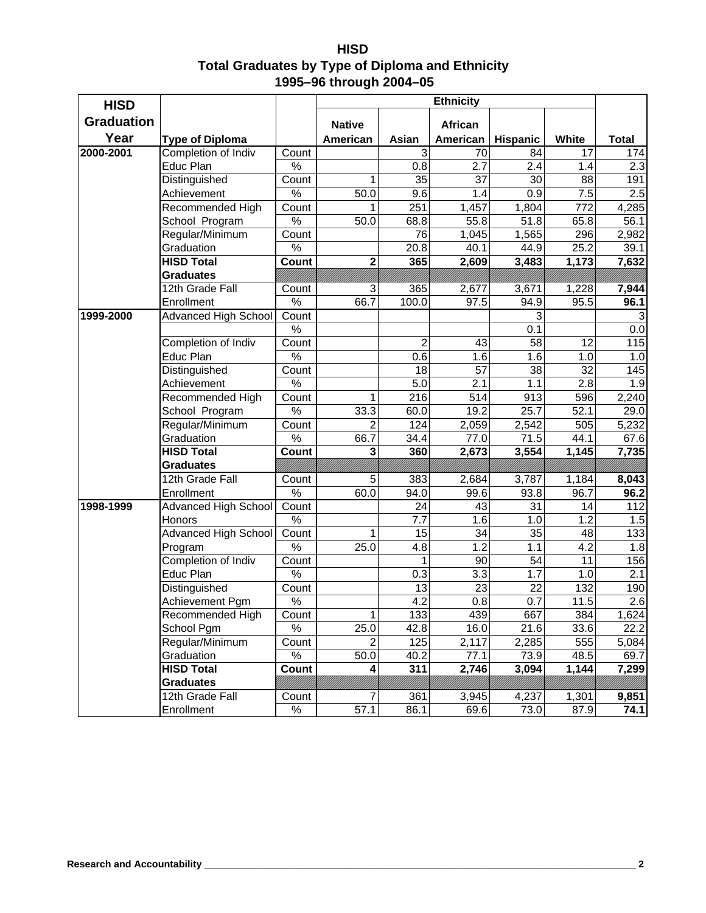# HISD
## Total Graduates by Type of Diploma and Ethnicity
## 1995–96 through 2004–05

| HISD Graduation Year | Type of Diploma | | Native American | Asian | African American | Hispanic | White | Total |
|---|---|---|---|---|---|---|---|---|
| 2000-2001 | Completion of Indiv | Count | | 3 | 70 | 84 | 17 | 174 |
| | Educ Plan | % | | 0.8 | 2.7 | 2.4 | 1.4 | 2.3 |
| | Distinguished | Count | 1 | 35 | 37 | 30 | 88 | 191 |
| | Achievement | % | 50.0 | 9.6 | 1.4 | 0.9 | 7.5 | 2.5 |
| | Recommended High | Count | 1 | 251 | 1,457 | 1,804 | 772 | 4,285 |
| | School Program | % | 50.0 | 68.8 | 55.8 | 51.8 | 65.8 | 56.1 |
| | Regular/Minimum | Count | | 76 | 1,045 | 1,565 | 296 | 2,982 |
| | Graduation | % | | 20.8 | 40.1 | 44.9 | 25.2 | 39.1 |
| | **HISD Total Graduates** | **Count** | **2** | **365** | **2,609** | **3,483** | **1,173** | **7,632** |
| | 12th Grade Fall | Count | 3 | 365 | 2,677 | 3,671 | 1,228 | **7,944** |
| | Enrollment | % | 66.7 | 100.0 | 97.5 | 94.9 | 95.5 | **96.1** |
| 1999-2000 | Advanced High School | Count | | | | 3 | | 3 |
| | | % | | | | 0.1 | | 0.0 |
| | Completion of Indiv | Count | | 2 | 43 | 58 | 12 | 115 |
| | Educ Plan | % | | 0.6 | 1.6 | 1.6 | 1.0 | 1.0 |
| | Distinguished | Count | | 18 | 57 | 38 | 32 | 145 |
| | Achievement | % | | 5.0 | 2.1 | 1.1 | 2.8 | 1.9 |
| | Recommended High | Count | 1 | 216 | 514 | 913 | 596 | 2,240 |
| | School Program | % | 33.3 | 60.0 | 19.2 | 25.7 | 52.1 | 29.0 |
| | Regular/Minimum | Count | 2 | 124 | 2,059 | 2,542 | 505 | 5,232 |
| | Graduation | % | 66.7 | 34.4 | 77.0 | 71.5 | 44.1 | 67.6 |
| | **HISD Total Graduates** | **Count** | **3** | **360** | **2,673** | **3,554** | **1,145** | **7,735** |
| | 12th Grade Fall | Count | 5 | 383 | 2,684 | 3,787 | 1,184 | **8,043** |
| | Enrollment | % | 60.0 | 94.0 | 99.6 | 93.8 | 96.7 | **96.2** |
| 1998-1999 | Advanced High School | Count | | 24 | 43 | 31 | 14 | 112 |
| | Honors | % | | 7.7 | 1.6 | 1.0 | 1.2 | 1.5 |
| | Advanced High School | Count | 1 | 15 | 34 | 35 | 48 | 133 |
| | Program | % | 25.0 | 4.8 | 1.2 | 1.1 | 4.2 | 1.8 |
| | Completion of Indiv | Count | | 1 | 90 | 54 | 11 | 156 |
| | Educ Plan | % | | 0.3 | 3.3 | 1.7 | 1.0 | 2.1 |
| | Distinguished | Count | | 13 | 23 | 22 | 132 | 190 |
| | Achievement Pgm | % | | 4.2 | 0.8 | 0.7 | 11.5 | 2.6 |
| | Recommended High | Count | 1 | 133 | 439 | 667 | 384 | 1,624 |
| | School Pgm | % | 25.0 | 42.8 | 16.0 | 21.6 | 33.6 | 22.2 |
| | Regular/Minimum | Count | 2 | 125 | 2,117 | 2,285 | 555 | 5,084 |
| | Graduation | % | 50.0 | 40.2 | 77.1 | 73.9 | 48.5 | 69.7 |
| | **HISD Total Graduates** | **Count** | **4** | **311** | **2,746** | **3,094** | **1,144** | **7,299** |
| | 12th Grade Fall | Count | 7 | 361 | 3,945 | 4,237 | 1,301 | **9,851** |
| | Enrollment | % | 57.1 | 86.1 | 69.6 | 73.0 | 87.9 | **74.1** |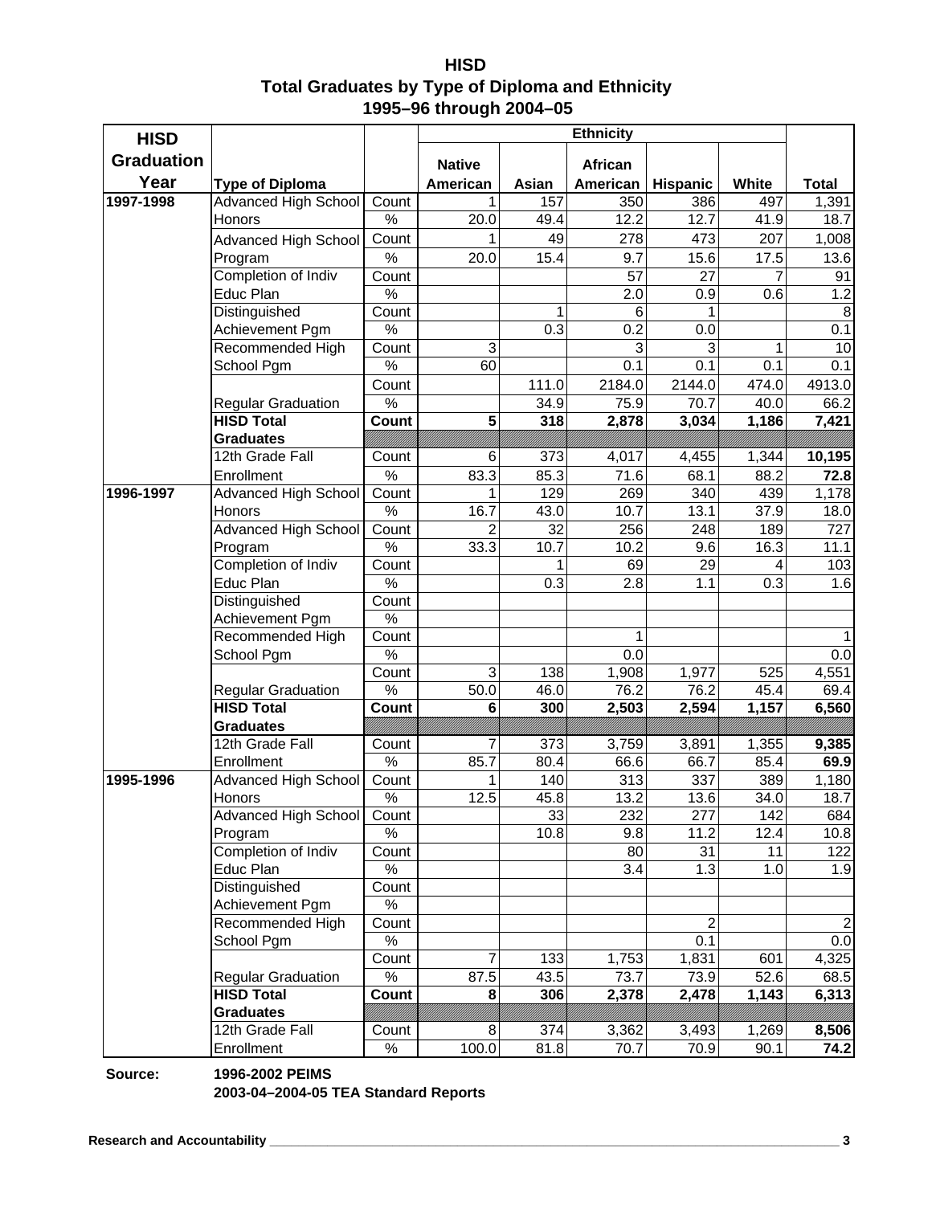# HISD
## Total Graduates by Type of Diploma and Ethnicity
## 1995–96 through 2004–05

| HISD Graduation Year | Type of Diploma | | Native American | Asian | African American | Hispanic | White | Total |
|---|---|---|---|---|---|---|---|---|
| | | | **Ethnicity** | | | | | |
| **1997-1998** | Advanced High School Honors | Count | 1 | 157 | 350 | 386 | 497 | 1,391 |
| | | % | 20.0 | 49.4 | 12.2 | 12.7 | 41.9 | 18.7 |
| | Advanced High School Program | Count | 1 | 49 | 278 | 473 | 207 | 1,008 |
| | | % | 20.0 | 15.4 | 9.7 | 15.6 | 17.5 | 13.6 |
| | Completion of Indiv Educ Plan | Count | | | 57 | 27 | 7 | 91 |
| | | % | | | 2.0 | 0.9 | 0.6 | 1.2 |
| | Distinguished Achievement Pgm | Count | | 1 | 6 | 1 | | 8 |
| | | % | | 0.3 | 0.2 | 0.0 | | 0.1 |
| | Recommended High School Pgm | Count | 3 | | 3 | 3 | 1 | 10 |
| | | % | 60 | | 0.1 | 0.1 | 0.1 | 0.1 |
| | Regular Graduation | Count | | 111.0 | 2184.0 | 2144.0 | 474.0 | 4913.0 |
| | | % | | 34.9 | 75.9 | 70.7 | 40.0 | 66.2 |
| | **HISD Total Graduates** | **Count** | **5** | **318** | **2,878** | **3,034** | **1,186** | **7,421** |
| | 12th Grade Fall Enrollment | Count | 6 | 373 | 4,017 | 4,455 | 1,344 | **10,195** |
| | | % | 83.3 | 85.3 | 71.6 | 68.1 | 88.2 | **72.8** |
| **1996-1997** | Advanced High School Honors | Count | 1 | 129 | 269 | 340 | 439 | 1,178 |
| | | % | 16.7 | 43.0 | 10.7 | 13.1 | 37.9 | 18.0 |
| | Advanced High School Program | Count | 2 | 32 | 256 | 248 | 189 | 727 |
| | | % | 33.3 | 10.7 | 10.2 | 9.6 | 16.3 | 11.1 |
| | Completion of Indiv Educ Plan | Count | | 1 | 69 | 29 | 4 | 103 |
| | | % | | 0.3 | 2.8 | 1.1 | 0.3 | 1.6 |
| | Distinguished Achievement Pgm | Count | | | | | | |
| | | % | | | | | | |
| | Recommended High School Pgm | Count | | | 1 | | | 1 |
| | | % | | | 0.0 | | | 0.0 |
| | Regular Graduation | Count | 3 | 138 | 1,908 | 1,977 | 525 | 4,551 |
| | | % | 50.0 | 46.0 | 76.2 | 76.2 | 45.4 | 69.4 |
| | **HISD Total Graduates** | **Count** | **6** | **300** | **2,503** | **2,594** | **1,157** | **6,560** |
| | 12th Grade Fall Enrollment | Count | 7 | 373 | 3,759 | 3,891 | 1,355 | **9,385** |
| | | % | 85.7 | 80.4 | 66.6 | 66.7 | 85.4 | **69.9** |
| **1995-1996** | Advanced High School Honors | Count | 1 | 140 | 313 | 337 | 389 | 1,180 |
| | | % | 12.5 | 45.8 | 13.2 | 13.6 | 34.0 | 18.7 |
| | Advanced High School Program | Count | | 33 | 232 | 277 | 142 | 684 |
| | | % | | 10.8 | 9.8 | 11.2 | 12.4 | 10.8 |
| | Completion of Indiv Educ Plan | Count | | | 80 | 31 | 11 | 122 |
| | | % | | | 3.4 | 1.3 | 1.0 | 1.9 |
| | Distinguished Achievement Pgm | Count | | | | | | |
| | | % | | | | | | |
| | Recommended High School Pgm | Count | | | | 2 | | 2 |
| | | % | | | | 0.1 | | 0.0 |
| | Regular Graduation | Count | 7 | 133 | 1,753 | 1,831 | 601 | 4,325 |
| | | % | 87.5 | 43.5 | 73.7 | 73.9 | 52.6 | 68.5 |
| | **HISD Total Graduates** | **Count** | **8** | **306** | **2,378** | **2,478** | **1,143** | **6,313** |
| | 12th Grade Fall Enrollment | Count | 8 | 374 | 3,362 | 3,493 | 1,269 | **8,506** |
| | | % | 100.0 | 81.8 | 70.7 | 70.9 | 90.1 | **74.2** |

**Source:** **1996-2002 PEIMS**
**2003-04–2004-05 TEA Standard Reports**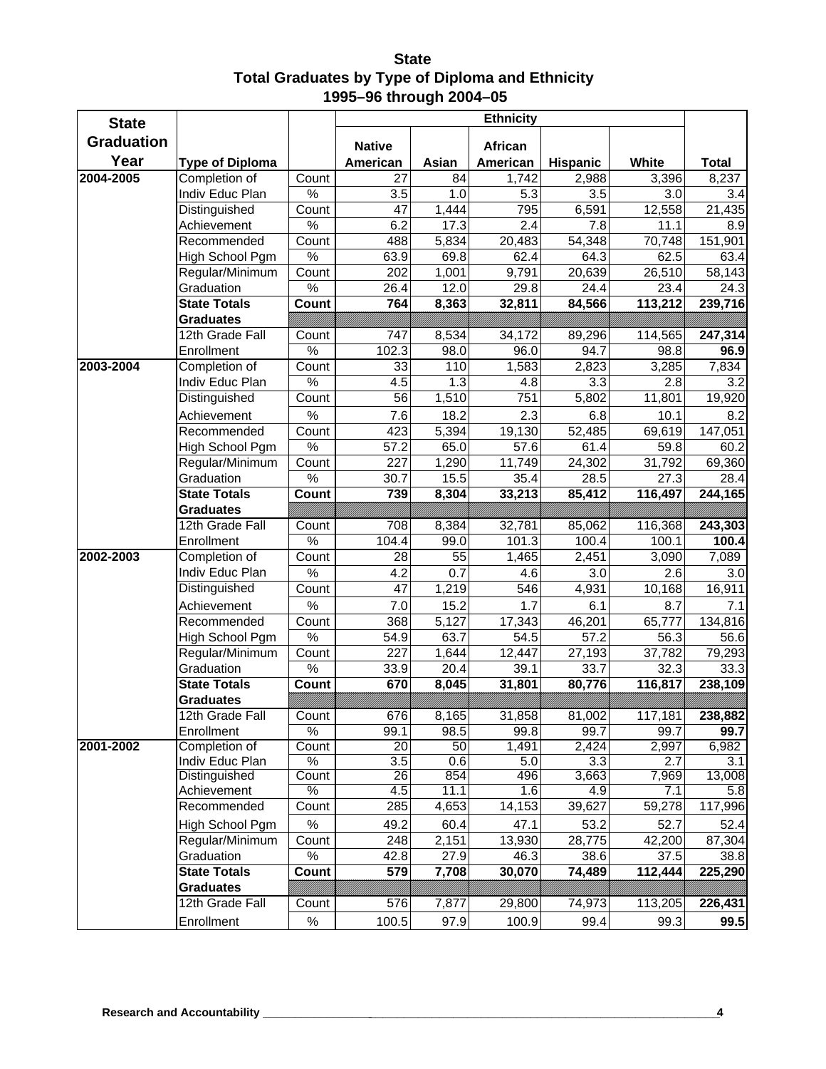**State**
**Total Graduates by Type of Diploma and Ethnicity**
**1995–96 through 2004–05**

| State Graduation Year | Type of Diploma | | Native American | Asian | African American | Hispanic | White | Total |
|---|---|---|---|---|---|---|---|---|
| | | | Ethnicity | | | | | |
| 2004-2005 | Completion of | Count | 27 | 84 | 1,742 | 2,988 | 3,396 | 8,237 |
| | Indiv Educ Plan | % | 3.5 | 1.0 | 5.3 | 3.5 | 3.0 | 3.4 |
| | Distinguished | Count | 47 | 1,444 | 795 | 6,591 | 12,558 | 21,435 |
| | Achievement | % | 6.2 | 17.3 | 2.4 | 7.8 | 11.1 | 8.9 |
| | Recommended | Count | 488 | 5,834 | 20,483 | 54,348 | 70,748 | 151,901 |
| | High School Pgm | % | 63.9 | 69.8 | 62.4 | 64.3 | 62.5 | 63.4 |
| | Regular/Minimum | Count | 202 | 1,001 | 9,791 | 20,639 | 26,510 | 58,143 |
| | Graduation | % | 26.4 | 12.0 | 29.8 | 24.4 | 23.4 | 24.3 |
| | **State Totals** | **Count** | **764** | **8,363** | **32,811** | **84,566** | **113,212** | **239,716** |
| | **Graduates** | | | | | | | |
| | 12th Grade Fall | Count | 747 | 8,534 | 34,172 | 89,296 | 114,565 | **247,314** |
| | Enrollment | % | 102.3 | 98.0 | 96.0 | 94.7 | 98.8 | **96.9** |
| 2003-2004 | Completion of | Count | 33 | 110 | 1,583 | 2,823 | 3,285 | 7,834 |
| | Indiv Educ Plan | % | 4.5 | 1.3 | 4.8 | 3.3 | 2.8 | 3.2 |
| | Distinguished | Count | 56 | 1,510 | 751 | 5,802 | 11,801 | 19,920 |
| | Achievement | % | 7.6 | 18.2 | 2.3 | 6.8 | 10.1 | 8.2 |
| | Recommended | Count | 423 | 5,394 | 19,130 | 52,485 | 69,619 | 147,051 |
| | High School Pgm | % | 57.2 | 65.0 | 57.6 | 61.4 | 59.8 | 60.2 |
| | Regular/Minimum | Count | 227 | 1,290 | 11,749 | 24,302 | 31,792 | 69,360 |
| | Graduation | % | 30.7 | 15.5 | 35.4 | 28.5 | 27.3 | 28.4 |
| | **State Totals** | **Count** | **739** | **8,304** | **33,213** | **85,412** | **116,497** | **244,165** |
| | **Graduates** | | | | | | | |
| | 12th Grade Fall | Count | 708 | 8,384 | 32,781 | 85,062 | 116,368 | **243,303** |
| | Enrollment | % | 104.4 | 99.0 | 101.3 | 100.4 | 100.1 | **100.4** |
| 2002-2003 | Completion of | Count | 28 | 55 | 1,465 | 2,451 | 3,090 | 7,089 |
| | Indiv Educ Plan | % | 4.2 | 0.7 | 4.6 | 3.0 | 2.6 | 3.0 |
| | Distinguished | Count | 47 | 1,219 | 546 | 4,931 | 10,168 | 16,911 |
| | Achievement | % | 7.0 | 15.2 | 1.7 | 6.1 | 8.7 | 7.1 |
| | Recommended | Count | 368 | 5,127 | 17,343 | 46,201 | 65,777 | 134,816 |
| | High School Pgm | % | 54.9 | 63.7 | 54.5 | 57.2 | 56.3 | 56.6 |
| | Regular/Minimum | Count | 227 | 1,644 | 12,447 | 27,193 | 37,782 | 79,293 |
| | Graduation | % | 33.9 | 20.4 | 39.1 | 33.7 | 32.3 | 33.3 |
| | **State Totals** | **Count** | **670** | **8,045** | **31,801** | **80,776** | **116,817** | **238,109** |
| | **Graduates** | | | | | | | |
| | 12th Grade Fall | Count | 676 | 8,165 | 31,858 | 81,002 | 117,181 | **238,882** |
| | Enrollment | % | 99.1 | 98.5 | 99.8 | 99.7 | 99.7 | **99.7** |
| 2001-2002 | Completion of | Count | 20 | 50 | 1,491 | 2,424 | 2,997 | 6,982 |
| | Indiv Educ Plan | % | 3.5 | 0.6 | 5.0 | 3.3 | 2.7 | 3.1 |
| | Distinguished | Count | 26 | 854 | 496 | 3,663 | 7,969 | 13,008 |
| | Achievement | % | 4.5 | 11.1 | 1.6 | 4.9 | 7.1 | 5.8 |
| | Recommended | Count | 285 | 4,653 | 14,153 | 39,627 | 59,278 | 117,996 |
| | High School Pgm | % | 49.2 | 60.4 | 47.1 | 53.2 | 52.7 | 52.4 |
| | Regular/Minimum | Count | 248 | 2,151 | 13,930 | 28,775 | 42,200 | 87,304 |
| | Graduation | % | 42.8 | 27.9 | 46.3 | 38.6 | 37.5 | 38.8 |
| | **State Totals** | **Count** | **579** | **7,708** | **30,070** | **74,489** | **112,444** | **225,290** |
| | **Graduates** | | | | | | | |
| | 12th Grade Fall | Count | 576 | 7,877 | 29,800 | 74,973 | 113,205 | **226,431** |
| | Enrollment | % | 100.5 | 97.9 | 100.9 | 99.4 | 99.3 | **99.5** |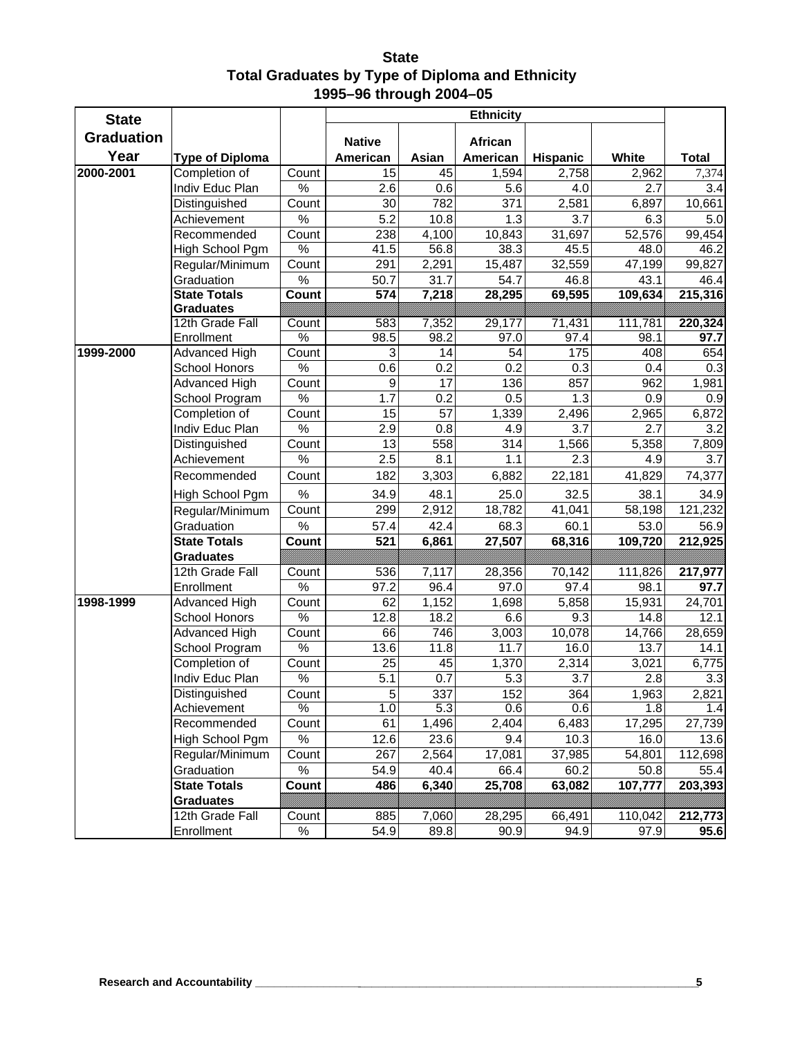**State**
**Total Graduates by Type of Diploma and Ethnicity**
**1995–96 through 2004–05**

| State Graduation Year | Type of Diploma | | Native American | Asian | African American | Hispanic | White | Total |
|---|---|---|---|---|---|---|---|---|
| | | | Ethnicity | | | | | |
| 2000-2001 | Completion of | Count | 15 | 45 | 1,594 | 2,758 | 2,962 | 7,374 |
| | Indiv Educ Plan | % | 2.6 | 0.6 | 5.6 | 4.0 | 2.7 | 3.4 |
| | Distinguished | Count | 30 | 782 | 371 | 2,581 | 6,897 | 10,661 |
| | Achievement | % | 5.2 | 10.8 | 1.3 | 3.7 | 6.3 | 5.0 |
| | Recommended | Count | 238 | 4,100 | 10,843 | 31,697 | 52,576 | 99,454 |
| | High School Pgm | % | 41.5 | 56.8 | 38.3 | 45.5 | 48.0 | 46.2 |
| | Regular/Minimum | Count | 291 | 2,291 | 15,487 | 32,559 | 47,199 | 99,827 |
| | Graduation | % | 50.7 | 31.7 | 54.7 | 46.8 | 43.1 | 46.4 |
| | **State Totals Graduates** | **Count** | **574** | **7,218** | **28,295** | **69,595** | **109,634** | **215,316** |
| | 12th Grade Fall | Count | 583 | 7,352 | 29,177 | 71,431 | 111,781 | **220,324** |
| | Enrollment | % | 98.5 | 98.2 | 97.0 | 97.4 | 98.1 | **97.7** |
| 1999-2000 | Advanced High | Count | 3 | 14 | 54 | 175 | 408 | 654 |
| | School Honors | % | 0.6 | 0.2 | 0.2 | 0.3 | 0.4 | 0.3 |
| | Advanced High | Count | 9 | 17 | 136 | 857 | 962 | 1,981 |
| | School Program | % | 1.7 | 0.2 | 0.5 | 1.3 | 0.9 | 0.9 |
| | Completion of | Count | 15 | 57 | 1,339 | 2,496 | 2,965 | 6,872 |
| | Indiv Educ Plan | % | 2.9 | 0.8 | 4.9 | 3.7 | 2.7 | 3.2 |
| | Distinguished | Count | 13 | 558 | 314 | 1,566 | 5,358 | 7,809 |
| | Achievement | % | 2.5 | 8.1 | 1.1 | 2.3 | 4.9 | 3.7 |
| | Recommended | Count | 182 | 3,303 | 6,882 | 22,181 | 41,829 | 74,377 |
| | High School Pgm | % | 34.9 | 48.1 | 25.0 | 32.5 | 38.1 | 34.9 |
| | Regular/Minimum | Count | 299 | 2,912 | 18,782 | 41,041 | 58,198 | 121,232 |
| | Graduation | % | 57.4 | 42.4 | 68.3 | 60.1 | 53.0 | 56.9 |
| | **State Totals Graduates** | **Count** | **521** | **6,861** | **27,507** | **68,316** | **109,720** | **212,925** |
| | 12th Grade Fall | Count | 536 | 7,117 | 28,356 | 70,142 | 111,826 | **217,977** |
| | Enrollment | % | 97.2 | 96.4 | 97.0 | 97.4 | 98.1 | **97.7** |
| 1998-1999 | Advanced High | Count | 62 | 1,152 | 1,698 | 5,858 | 15,931 | 24,701 |
| | School Honors | % | 12.8 | 18.2 | 6.6 | 9.3 | 14.8 | 12.1 |
| | Advanced High | Count | 66 | 746 | 3,003 | 10,078 | 14,766 | 28,659 |
| | School Program | % | 13.6 | 11.8 | 11.7 | 16.0 | 13.7 | 14.1 |
| | Completion of | Count | 25 | 45 | 1,370 | 2,314 | 3,021 | 6,775 |
| | Indiv Educ Plan | % | 5.1 | 0.7 | 5.3 | 3.7 | 2.8 | 3.3 |
| | Distinguished | Count | 5 | 337 | 152 | 364 | 1,963 | 2,821 |
| | Achievement | % | 1.0 | 5.3 | 0.6 | 0.6 | 1.8 | 1.4 |
| | Recommended | Count | 61 | 1,496 | 2,404 | 6,483 | 17,295 | 27,739 |
| | High School Pgm | % | 12.6 | 23.6 | 9.4 | 10.3 | 16.0 | 13.6 |
| | Regular/Minimum | Count | 267 | 2,564 | 17,081 | 37,985 | 54,801 | 112,698 |
| | Graduation | % | 54.9 | 40.4 | 66.4 | 60.2 | 50.8 | 55.4 |
| | **State Totals Graduates** | **Count** | **486** | **6,340** | **25,708** | **63,082** | **107,777** | **203,393** |
| | 12th Grade Fall | Count | 885 | 7,060 | 28,295 | 66,491 | 110,042 | **212,773** |
| | Enrollment | % | 54.9 | 89.8 | 90.9 | 94.9 | 97.9 | **95.6** |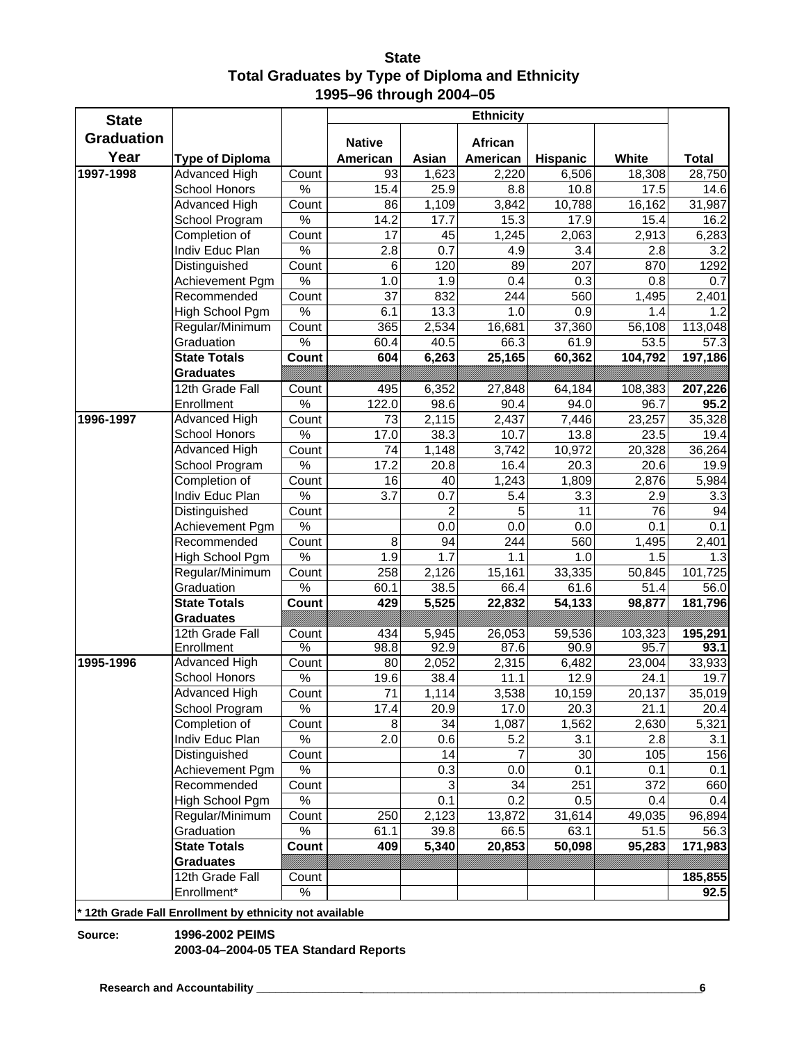# State
## Total Graduates by Type of Diploma and Ethnicity
## 1995–96 through 2004–05

| State Graduation Year | Type of Diploma | | Ethnicity | | | | | |
|---|---|---|---|---|---|---|---|---|
| | | | Native American | Asian | African American | Hispanic | White | Total |
| 1997-1998 | Advanced High School Honors | Count | 93 | 1,623 | 2,220 | 6,506 | 18,308 | 28,750 |
| | | % | 15.4 | 25.9 | 8.8 | 10.8 | 17.5 | 14.6 |
| | Advanced High School Program | Count | 86 | 1,109 | 3,842 | 10,788 | 16,162 | 31,987 |
| | | % | 14.2 | 17.7 | 15.3 | 17.9 | 15.4 | 16.2 |
| | Completion of Indiv Educ Plan | Count | 17 | 45 | 1,245 | 2,063 | 2,913 | 6,283 |
| | | % | 2.8 | 0.7 | 4.9 | 3.4 | 2.8 | 3.2 |
| | Distinguished Achievement Pgm | Count | 6 | 120 | 89 | 207 | 870 | 1292 |
| | | % | 1.0 | 1.9 | 0.4 | 0.3 | 0.8 | 0.7 |
| | Recommended High School Pgm | Count | 37 | 832 | 244 | 560 | 1,495 | 2,401 |
| | | % | 6.1 | 13.3 | 1.0 | 0.9 | 1.4 | 1.2 |
| | Regular/Minimum Graduation | Count | 365 | 2,534 | 16,681 | 37,360 | 56,108 | 113,048 |
| | | % | 60.4 | 40.5 | 66.3 | 61.9 | 53.5 | 57.3 |
| | **State Totals Graduates** | **Count** | **604** | **6,263** | **25,165** | **60,362** | **104,792** | **197,186** |
| | 12th Grade Fall Enrollment | Count | 495 | 6,352 | 27,848 | 64,184 | 108,383 | **207,226** |
| | | % | 122.0 | 98.6 | 90.4 | 94.0 | 96.7 | **95.2** |
| 1996-1997 | Advanced High School Honors | Count | 73 | 2,115 | 2,437 | 7,446 | 23,257 | 35,328 |
| | | % | 17.0 | 38.3 | 10.7 | 13.8 | 23.5 | 19.4 |
| | Advanced High School Program | Count | 74 | 1,148 | 3,742 | 10,972 | 20,328 | 36,264 |
| | | % | 17.2 | 20.8 | 16.4 | 20.3 | 20.6 | 19.9 |
| | Completion of Indiv Educ Plan | Count | 16 | 40 | 1,243 | 1,809 | 2,876 | 5,984 |
| | | % | 3.7 | 0.7 | 5.4 | 3.3 | 2.9 | 3.3 |
| | Distinguished Achievement Pgm | Count | | 2 | 5 | 11 | 76 | 94 |
| | | % | | 0.0 | 0.0 | 0.0 | 0.1 | 0.1 |
| | Recommended High School Pgm | Count | 8 | 94 | 244 | 560 | 1,495 | 2,401 |
| | | % | 1.9 | 1.7 | 1.1 | 1.0 | 1.5 | 1.3 |
| | Regular/Minimum Graduation | Count | 258 | 2,126 | 15,161 | 33,335 | 50,845 | 101,725 |
| | | % | 60.1 | 38.5 | 66.4 | 61.6 | 51.4 | 56.0 |
| | **State Totals Graduates** | **Count** | **429** | **5,525** | **22,832** | **54,133** | **98,877** | **181,796** |
| | 12th Grade Fall Enrollment | Count | 434 | 5,945 | 26,053 | 59,536 | 103,323 | **195,291** |
| | | % | 98.8 | 92.9 | 87.6 | 90.9 | 95.7 | **93.1** |
| 1995-1996 | Advanced High School Honors | Count | 80 | 2,052 | 2,315 | 6,482 | 23,004 | 33,933 |
| | | % | 19.6 | 38.4 | 11.1 | 12.9 | 24.1 | 19.7 |
| | Advanced High School Program | Count | 71 | 1,114 | 3,538 | 10,159 | 20,137 | 35,019 |
| | | % | 17.4 | 20.9 | 17.0 | 20.3 | 21.1 | 20.4 |
| | Completion of Indiv Educ Plan | Count | 8 | 34 | 1,087 | 1,562 | 2,630 | 5,321 |
| | | % | 2.0 | 0.6 | 5.2 | 3.1 | 2.8 | 3.1 |
| | Distinguished Achievement Pgm | Count | | 14 | 7 | 30 | 105 | 156 |
| | | % | | 0.3 | 0.0 | 0.1 | 0.1 | 0.1 |
| | Recommended High School Pgm | Count | | 3 | 34 | 251 | 372 | 660 |
| | | % | | 0.1 | 0.2 | 0.5 | 0.4 | 0.4 |
| | Regular/Minimum Graduation | Count | 250 | 2,123 | 13,872 | 31,614 | 49,035 | 96,894 |
| | | % | 61.1 | 39.8 | 66.5 | 63.1 | 51.5 | 56.3 |
| | **State Totals Graduates** | **Count** | **409** | **5,340** | **20,853** | **50,098** | **95,283** | **171,983** |
| | 12th Grade Fall Enrollment* | Count | | | | | | **185,855** |
| | | % | | | | | | **92.5** |

**\* 12th Grade Fall Enrollment by ethnicity not available**

**Source:** **1996-2002 PEIMS**
**2003-04–2004-05 TEA Standard Reports**